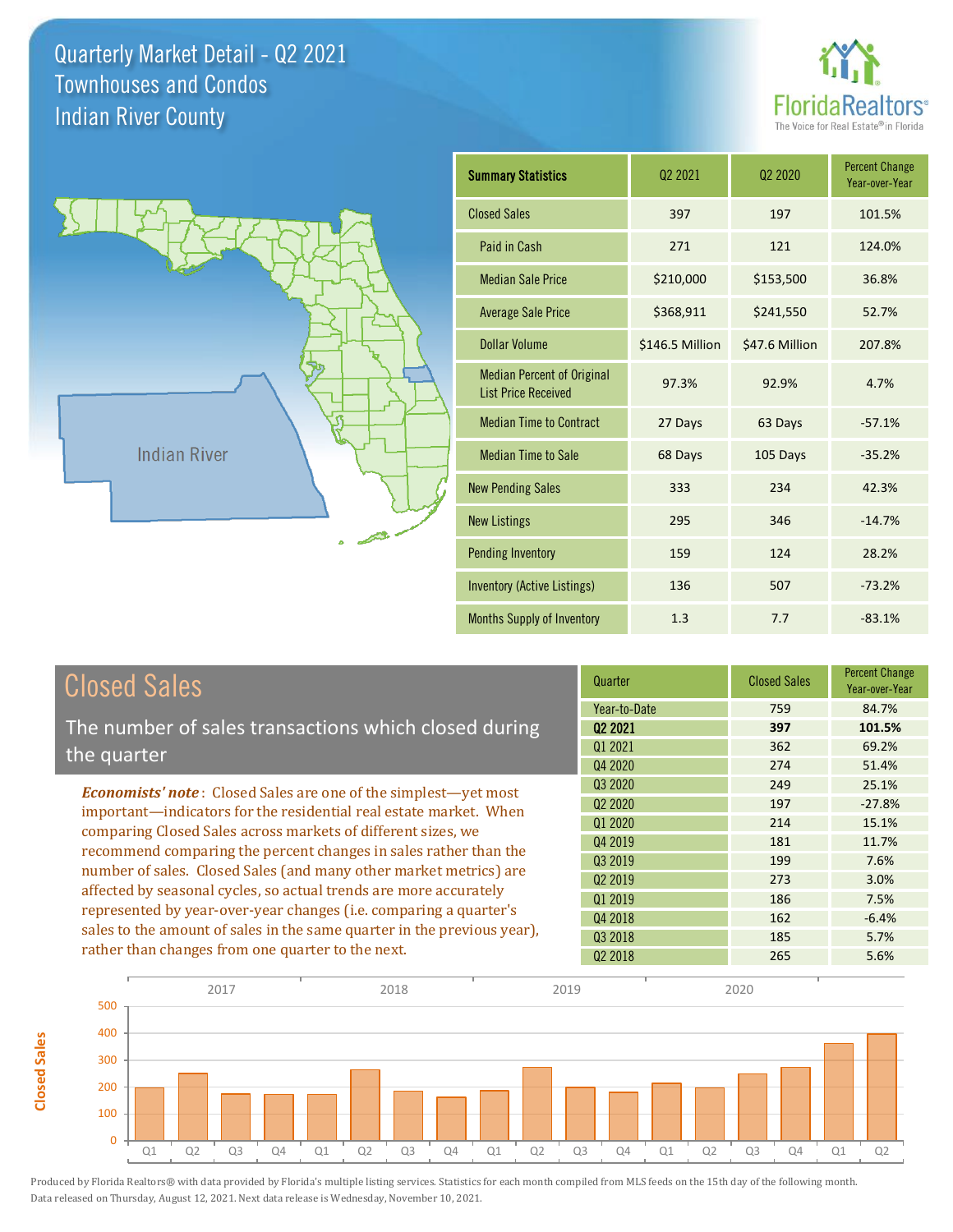# Quarterly Market Detail - Q2 2021
## Townhouses and Condos
## Indian River County

FloridaRealtors®
The Voice for Real Estate® in Florida

Indian River

| Summary Statistics | Q2 2021 | Q2 2020 | Percent Change Year-over-Year |
|---|---|---|---|
| Closed Sales | 397 | 197 | 101.5% |
| Paid in Cash | 271 | 121 | 124.0% |
| Median Sale Price | $210,000 | $153,500 | 36.8% |
| Average Sale Price | $368,911 | $241,550 | 52.7% |
| Dollar Volume | $146.5 Million | $47.6 Million | 207.8% |
| Median Percent of Original List Price Received | 97.3% | 92.9% | 4.7% |
| Median Time to Contract | 27 Days | 63 Days | -57.1% |
| Median Time to Sale | 68 Days | 105 Days | -35.2% |
| New Pending Sales | 333 | 234 | 42.3% |
| New Listings | 295 | 346 | -14.7% |
| Pending Inventory | 159 | 124 | 28.2% |
| Inventory (Active Listings) | 136 | 507 | -73.2% |
| Months Supply of Inventory | 1.3 | 7.7 | -83.1% |

## Closed Sales

The number of sales transactions which closed during the quarter

***Economists' note***: Closed Sales are one of the simplest—yet most important—indicators for the residential real estate market. When comparing Closed Sales across markets of different sizes, we recommend comparing the percent changes in sales rather than the number of sales. Closed Sales (and many other market metrics) are affected by seasonal cycles, so actual trends are more accurately represented by year-over-year changes (i.e. comparing a quarter's sales to the amount of sales in the same quarter in the previous year), rather than changes from one quarter to the next.

| Quarter | Closed Sales | Percent Change Year-over-Year |
|---|---|---|
| Year-to-Date | 759 | 84.7% |
| **Q2 2021** | **397** | **101.5%** |
| Q1 2021 | 362 | 69.2% |
| Q4 2020 | 274 | 51.4% |
| Q3 2020 | 249 | 25.1% |
| Q2 2020 | 197 | -27.8% |
| Q1 2020 | 214 | 15.1% |
| Q4 2019 | 181 | 11.7% |
| Q3 2019 | 199 | 7.6% |
| Q2 2019 | 273 | 3.0% |
| Q1 2019 | 186 | 7.5% |
| Q4 2018 | 162 | -6.4% |
| Q3 2018 | 185 | 5.7% |
| Q2 2018 | 265 | 5.6% |

Produced by Florida Realtors® with data provided by Florida's multiple listing services. Statistics for each month compiled from MLS feeds on the 15th day of the following month. Data released on Thursday, August 12, 2021. Next data release is Wednesday, November 10, 2021.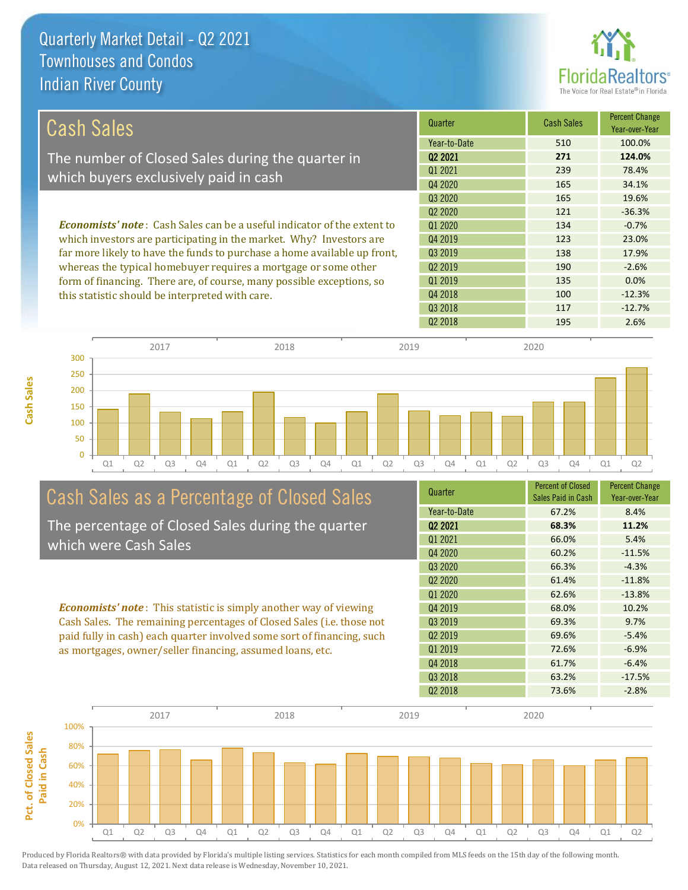# Quarterly Market Detail - Q2 2021
## Townhouses and Condos
## Indian River County

## Cash Sales

The number of Closed Sales during the quarter in which buyers exclusively paid in cash

***Economists' note***: Cash Sales can be a useful indicator of the extent to which investors are participating in the market. Why? Investors are far more likely to have the funds to purchase a home available up front, whereas the typical homebuyer requires a mortgage or some other form of financing. There are, of course, many possible exceptions, so this statistic should be interpreted with care.

| Quarter | Cash Sales | Percent Change Year-over-Year |
|---|---|---|
| Year-to-Date | 510 | 100.0% |
| **Q2 2021** | **271** | **124.0%** |
| Q1 2021 | 239 | 78.4% |
| Q4 2020 | 165 | 34.1% |
| Q3 2020 | 165 | 19.6% |
| Q2 2020 | 121 | -36.3% |
| Q1 2020 | 134 | -0.7% |
| Q4 2019 | 123 | 23.0% |
| Q3 2019 | 138 | 17.9% |
| Q2 2019 | 190 | -2.6% |
| Q1 2019 | 135 | 0.0% |
| Q4 2018 | 100 | -12.3% |
| Q3 2018 | 117 | -12.7% |
| Q2 2018 | 195 | 2.6% |

## Cash Sales as a Percentage of Closed Sales

The percentage of Closed Sales during the quarter which were Cash Sales

***Economists' note***: This statistic is simply another way of viewing Cash Sales. The remaining percentages of Closed Sales (i.e. those not paid fully in cash) each quarter involved some sort of financing, such as mortgages, owner/seller financing, assumed loans, etc.

| Quarter | Percent of Closed Sales Paid in Cash | Percent Change Year-over-Year |
|---|---|---|
| Year-to-Date | 67.2% | 8.4% |
| **Q2 2021** | **68.3%** | **11.2%** |
| Q1 2021 | 66.0% | 5.4% |
| Q4 2020 | 60.2% | -11.5% |
| Q3 2020 | 66.3% | -4.3% |
| Q2 2020 | 61.4% | -11.8% |
| Q1 2020 | 62.6% | -13.8% |
| Q4 2019 | 68.0% | 10.2% |
| Q3 2019 | 69.3% | 9.7% |
| Q2 2019 | 69.6% | -5.4% |
| Q1 2019 | 72.6% | -6.9% |
| Q4 2018 | 61.7% | -6.4% |
| Q3 2018 | 63.2% | -17.5% |
| Q2 2018 | 73.6% | -2.8% |

Produced by Florida Realtors® with data provided by Florida's multiple listing services. Statistics for each month compiled from MLS feeds on the 15th day of the following month. Data released on Thursday, August 12, 2021. Next data release is Wednesday, November 10, 2021.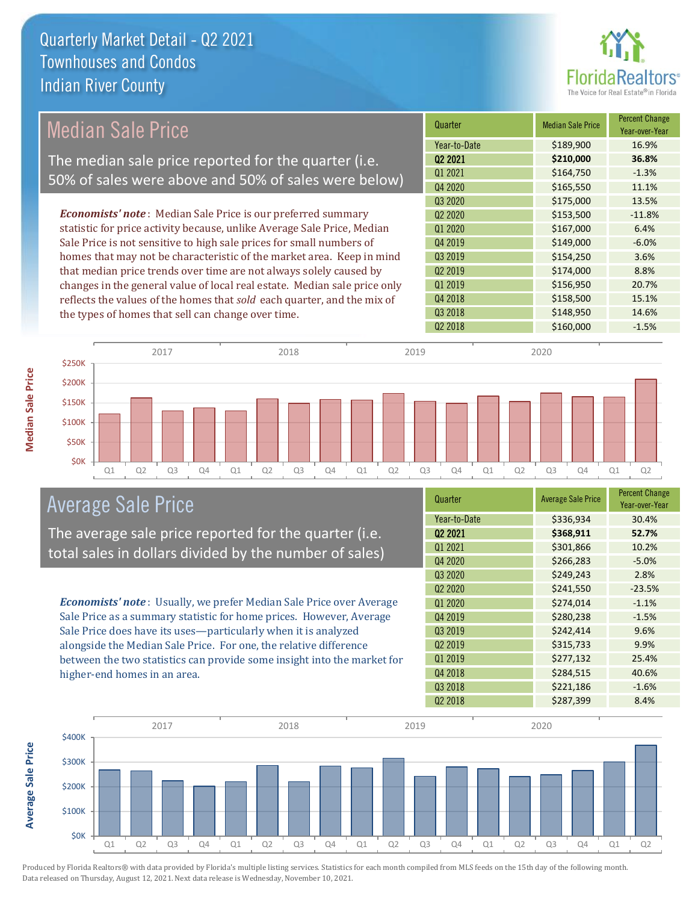# Quarterly Market Detail - Q2 2021
## Townhouses and Condos
## Indian River County

## Median Sale Price

The median sale price reported for the quarter (i.e. 50% of sales were above and 50% of sales were below)

*Economists' note*: Median Sale Price is our preferred summary statistic for price activity because, unlike Average Sale Price, Median Sale Price is not sensitive to high sale prices for small numbers of homes that may not be characteristic of the market area. Keep in mind that median price trends over time are not always solely caused by changes in the general value of local real estate. Median sale price only reflects the values of the homes that *sold* each quarter, and the mix of the types of homes that sell can change over time.

| Quarter | Median Sale Price | Percent Change Year-over-Year |
|---|---|---|
| Year-to-Date | $189,900 | 16.9% |
| **Q2 2021** | **$210,000** | **36.8%** |
| Q1 2021 | $164,750 | -1.3% |
| Q4 2020 | $165,550 | 11.1% |
| Q3 2020 | $175,000 | 13.5% |
| Q2 2020 | $153,500 | -11.8% |
| Q1 2020 | $167,000 | 6.4% |
| Q4 2019 | $149,000 | -6.0% |
| Q3 2019 | $154,250 | 3.6% |
| Q2 2019 | $174,000 | 8.8% |
| Q1 2019 | $156,950 | 20.7% |
| Q4 2018 | $158,500 | 15.1% |
| Q3 2018 | $148,950 | 14.6% |
| Q2 2018 | $160,000 | -1.5% |

## Average Sale Price

The average sale price reported for the quarter (i.e. total sales in dollars divided by the number of sales)

*Economists' note*: Usually, we prefer Median Sale Price over Average Sale Price as a summary statistic for home prices. However, Average Sale Price does have its uses—particularly when it is analyzed alongside the Median Sale Price. For one, the relative difference between the two statistics can provide some insight into the market for higher-end homes in an area.

| Quarter | Average Sale Price | Percent Change Year-over-Year |
|---|---|---|
| Year-to-Date | $336,934 | 30.4% |
| **Q2 2021** | **$368,911** | **52.7%** |
| Q1 2021 | $301,866 | 10.2% |
| Q4 2020 | $266,283 | -5.0% |
| Q3 2020 | $249,243 | 2.8% |
| Q2 2020 | $241,550 | -23.5% |
| Q1 2020 | $274,014 | -1.1% |
| Q4 2019 | $280,238 | -1.5% |
| Q3 2019 | $242,414 | 9.6% |
| Q2 2019 | $315,733 | 9.9% |
| Q1 2019 | $277,132 | 25.4% |
| Q4 2018 | $284,515 | 40.6% |
| Q3 2018 | $221,186 | -1.6% |
| Q2 2018 | $287,399 | 8.4% |

Produced by Florida Realtors® with data provided by Florida's multiple listing services. Statistics for each month compiled from MLS feeds on the 15th day of the following month. Data released on Thursday, August 12, 2021. Next data release is Wednesday, November 10, 2021.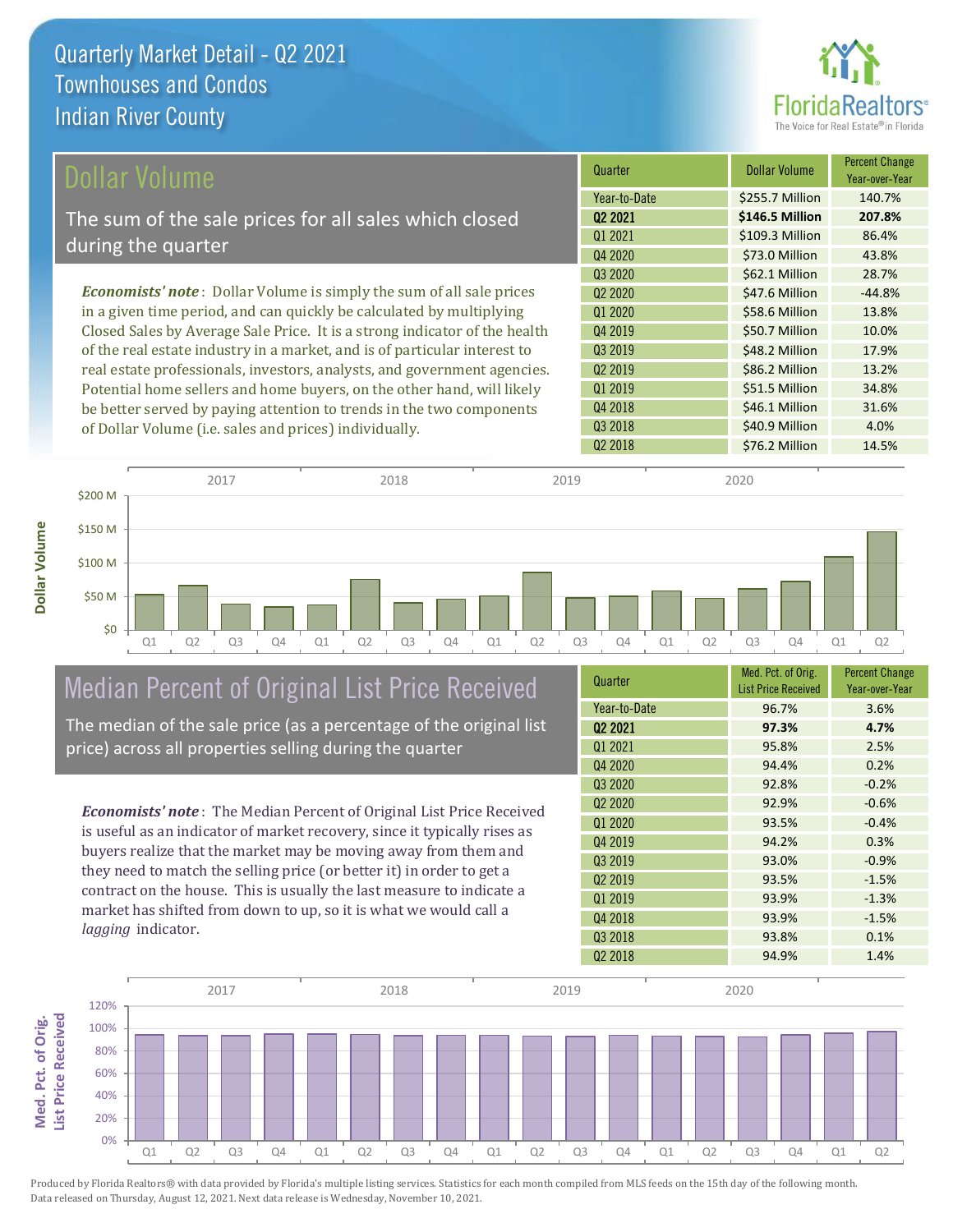# Quarterly Market Detail - Q2 2021
## Townhouses and Condos
## Indian River County

## Dollar Volume

The sum of the sale prices for all sales which closed during the quarter

*Economists' note*: Dollar Volume is simply the sum of all sale prices in a given time period, and can quickly be calculated by multiplying Closed Sales by Average Sale Price. It is a strong indicator of the health of the real estate industry in a market, and is of particular interest to real estate professionals, investors, analysts, and government agencies. Potential home sellers and home buyers, on the other hand, will likely be better served by paying attention to trends in the two components of Dollar Volume (i.e. sales and prices) individually.

| Quarter | Dollar Volume | Percent Change Year-over-Year |
|---|---|---|
| Year-to-Date | $255.7 Million | 140.7% |
| **Q2 2021** | **$146.5 Million** | **207.8%** |
| Q1 2021 | $109.3 Million | 86.4% |
| Q4 2020 | $73.0 Million | 43.8% |
| Q3 2020 | $62.1 Million | 28.7% |
| Q2 2020 | $47.6 Million | -44.8% |
| Q1 2020 | $58.6 Million | 13.8% |
| Q4 2019 | $50.7 Million | 10.0% |
| Q3 2019 | $48.2 Million | 17.9% |
| Q2 2019 | $86.2 Million | 13.2% |
| Q1 2019 | $51.5 Million | 34.8% |
| Q4 2018 | $46.1 Million | 31.6% |
| Q3 2018 | $40.9 Million | 4.0% |
| Q2 2018 | $76.2 Million | 14.5% |

## Median Percent of Original List Price Received

The median of the sale price (as a percentage of the original list price) across all properties selling during the quarter

*Economists' note*: The Median Percent of Original List Price Received is useful as an indicator of market recovery, since it typically rises as buyers realize that the market may be moving away from them and they need to match the selling price (or better it) in order to get a contract on the house. This is usually the last measure to indicate a market has shifted from down to up, so it is what we would call a *lagging* indicator.

| Quarter | Med. Pct. of Orig. List Price Received | Percent Change Year-over-Year |
|---|---|---|
| Year-to-Date | 96.7% | 3.6% |
| **Q2 2021** | **97.3%** | **4.7%** |
| Q1 2021 | 95.8% | 2.5% |
| Q4 2020 | 94.4% | 0.2% |
| Q3 2020 | 92.8% | -0.2% |
| Q2 2020 | 92.9% | -0.6% |
| Q1 2020 | 93.5% | -0.4% |
| Q4 2019 | 94.2% | 0.3% |
| Q3 2019 | 93.0% | -0.9% |
| Q2 2019 | 93.5% | -1.5% |
| Q1 2019 | 93.9% | -1.3% |
| Q4 2018 | 93.9% | -1.5% |
| Q3 2018 | 93.8% | 0.1% |
| Q2 2018 | 94.9% | 1.4% |

Produced by Florida Realtors® with data provided by Florida's multiple listing services. Statistics for each month compiled from MLS feeds on the 15th day of the following month. Data released on Thursday, August 12, 2021. Next data release is Wednesday, November 10, 2021.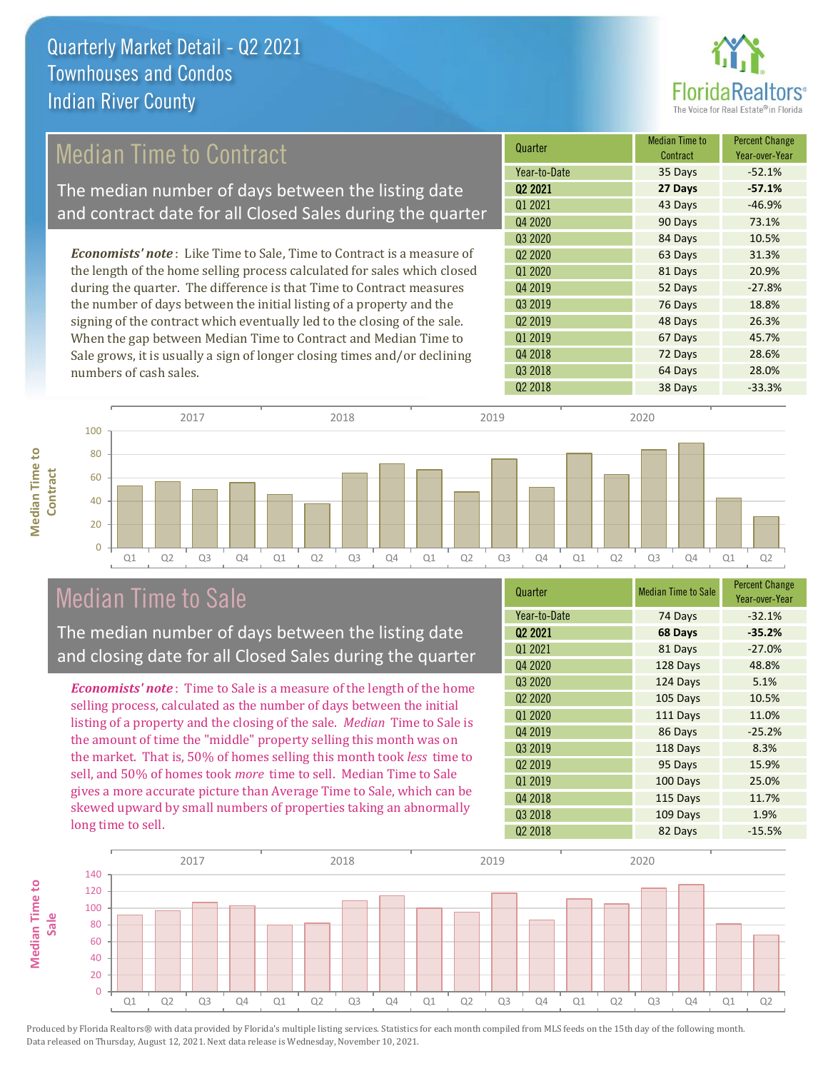# Quarterly Market Detail - Q2 2021
## Townhouses and Condos
## Indian River County

## Median Time to Contract

The median number of days between the listing date and contract date for all Closed Sales during the quarter

*Economists' note*: Like Time to Sale, Time to Contract is a measure of the length of the home selling process calculated for sales which closed during the quarter. The difference is that Time to Contract measures the number of days between the initial listing of a property and the signing of the contract which eventually led to the closing of the sale. When the gap between Median Time to Contract and Median Time to Sale grows, it is usually a sign of longer closing times and/or declining numbers of cash sales.

| Quarter | Median Time to Contract | Percent Change Year-over-Year |
|---|---|---|
| Year-to-Date | 35 Days | -52.1% |
| **Q2 2021** | **27 Days** | **-57.1%** |
| Q1 2021 | 43 Days | -46.9% |
| Q4 2020 | 90 Days | 73.1% |
| Q3 2020 | 84 Days | 10.5% |
| Q2 2020 | 63 Days | 31.3% |
| Q1 2020 | 81 Days | 20.9% |
| Q4 2019 | 52 Days | -27.8% |
| Q3 2019 | 76 Days | 18.8% |
| Q2 2019 | 48 Days | 26.3% |
| Q1 2019 | 67 Days | 45.7% |
| Q4 2018 | 72 Days | 28.6% |
| Q3 2018 | 64 Days | 28.0% |
| Q2 2018 | 38 Days | -33.3% |

## Median Time to Sale

The median number of days between the listing date and closing date for all Closed Sales during the quarter

*Economists' note*: Time to Sale is a measure of the length of the home selling process, calculated as the number of days between the initial listing of a property and the closing of the sale. *Median* Time to Sale is the amount of time the "middle" property selling this month was on the market. That is, 50% of homes selling this month took *less* time to sell, and 50% of homes took *more* time to sell. Median Time to Sale gives a more accurate picture than Average Time to Sale, which can be skewed upward by small numbers of properties taking an abnormally long time to sell.

| Quarter | Median Time to Sale | Percent Change Year-over-Year |
|---|---|---|
| Year-to-Date | 74 Days | -32.1% |
| **Q2 2021** | **68 Days** | **-35.2%** |
| Q1 2021 | 81 Days | -27.0% |
| Q4 2020 | 128 Days | 48.8% |
| Q3 2020 | 124 Days | 5.1% |
| Q2 2020 | 105 Days | 10.5% |
| Q1 2020 | 111 Days | 11.0% |
| Q4 2019 | 86 Days | -25.2% |
| Q3 2019 | 118 Days | 8.3% |
| Q2 2019 | 95 Days | 15.9% |
| Q1 2019 | 100 Days | 25.0% |
| Q4 2018 | 115 Days | 11.7% |
| Q3 2018 | 109 Days | 1.9% |
| Q2 2018 | 82 Days | -15.5% |

Produced by Florida Realtors® with data provided by Florida's multiple listing services. Statistics for each month compiled from MLS feeds on the 15th day of the following month. Data released on Thursday, August 12, 2021. Next data release is Wednesday, November 10, 2021.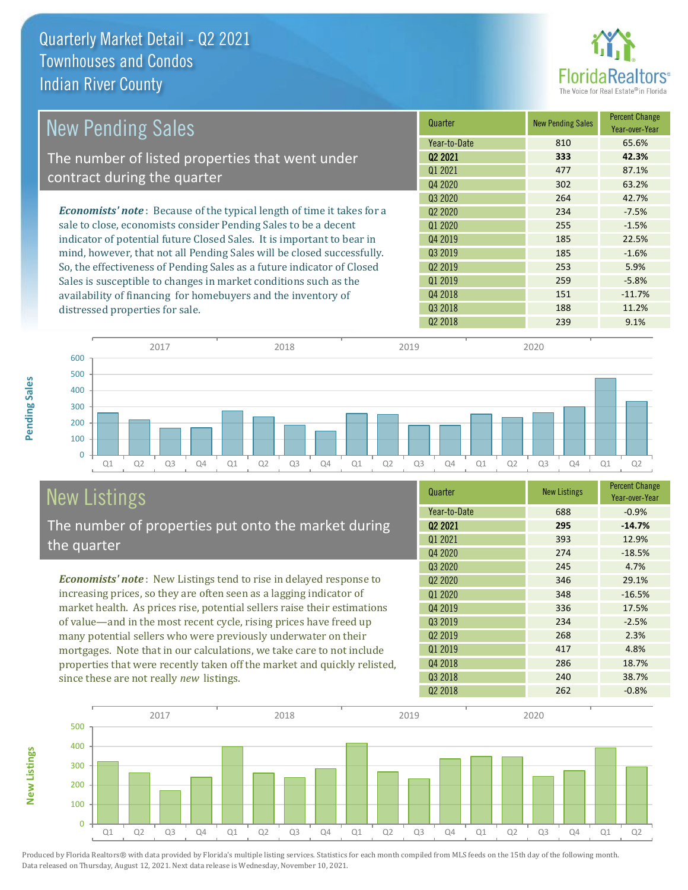# Quarterly Market Detail - Q2 2021
## Townhouses and Condos
## Indian River County

## New Pending Sales

The number of listed properties that went under contract during the quarter

*Economists' note*: Because of the typical length of time it takes for a sale to close, economists consider Pending Sales to be a decent indicator of potential future Closed Sales. It is important to bear in mind, however, that not all Pending Sales will be closed successfully. So, the effectiveness of Pending Sales as a future indicator of Closed Sales is susceptible to changes in market conditions such as the availability of financing for homebuyers and the inventory of distressed properties for sale.

| Quarter | New Pending Sales | Percent Change Year-over-Year |
|---|---|---|
| Year-to-Date | 810 | 65.6% |
| **Q2 2021** | **333** | **42.3%** |
| Q1 2021 | 477 | 87.1% |
| Q4 2020 | 302 | 63.2% |
| Q3 2020 | 264 | 42.7% |
| Q2 2020 | 234 | -7.5% |
| Q1 2020 | 255 | -1.5% |
| Q4 2019 | 185 | 22.5% |
| Q3 2019 | 185 | -1.6% |
| Q2 2019 | 253 | 5.9% |
| Q1 2019 | 259 | -5.8% |
| Q4 2018 | 151 | -11.7% |
| Q3 2018 | 188 | 11.2% |
| Q2 2018 | 239 | 9.1% |

## New Listings

The number of properties put onto the market during the quarter

*Economists' note*: New Listings tend to rise in delayed response to increasing prices, so they are often seen as a lagging indicator of market health. As prices rise, potential sellers raise their estimations of value—and in the most recent cycle, rising prices have freed up many potential sellers who were previously underwater on their mortgages. Note that in our calculations, we take care to not include properties that were recently taken off the market and quickly relisted, since these are not really *new* listings.

| Quarter | New Listings | Percent Change Year-over-Year |
|---|---|---|
| Year-to-Date | 688 | -0.9% |
| **Q2 2021** | **295** | **-14.7%** |
| Q1 2021 | 393 | 12.9% |
| Q4 2020 | 274 | -18.5% |
| Q3 2020 | 245 | 4.7% |
| Q2 2020 | 346 | 29.1% |
| Q1 2020 | 348 | -16.5% |
| Q4 2019 | 336 | 17.5% |
| Q3 2019 | 234 | -2.5% |
| Q2 2019 | 268 | 2.3% |
| Q1 2019 | 417 | 4.8% |
| Q4 2018 | 286 | 18.7% |
| Q3 2018 | 240 | 38.7% |
| Q2 2018 | 262 | -0.8% |

Produced by Florida Realtors® with data provided by Florida's multiple listing services. Statistics for each month compiled from MLS feeds on the 15th day of the following month. Data released on Thursday, August 12, 2021. Next data release is Wednesday, November 10, 2021.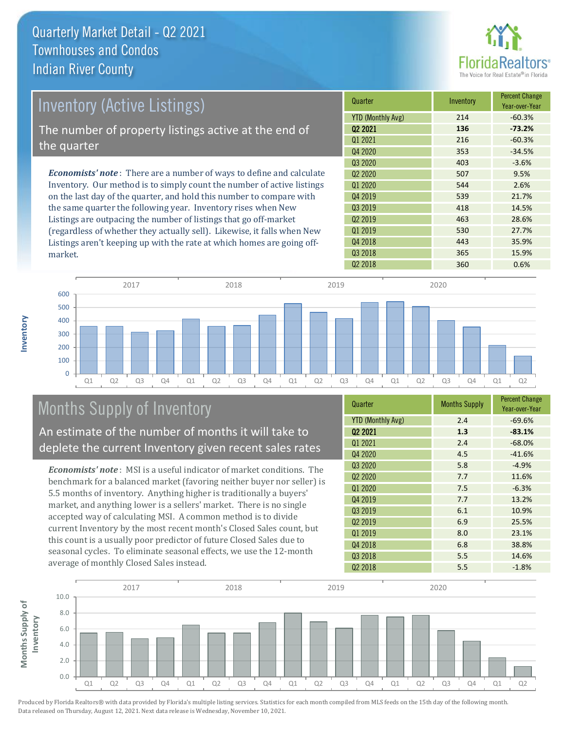# Quarterly Market Detail - Q2 2021
## Townhouses and Condos
## Indian River County

## Inventory (Active Listings)

The number of property listings active at the end of the quarter

*Economists' note*: There are a number of ways to define and calculate Inventory. Our method is to simply count the number of active listings on the last day of the quarter, and hold this number to compare with the same quarter the following year. Inventory rises when New Listings are outpacing the number of listings that go off-market (regardless of whether they actually sell). Likewise, it falls when New Listings aren't keeping up with the rate at which homes are going off-market.

| Quarter | Inventory | Percent Change Year-over-Year |
|---|---|---|
| YTD (Monthly Avg) | 214 | -60.3% |
| **Q2 2021** | **136** | **-73.2%** |
| Q1 2021 | 216 | -60.3% |
| Q4 2020 | 353 | -34.5% |
| Q3 2020 | 403 | -3.6% |
| Q2 2020 | 507 | 9.5% |
| Q1 2020 | 544 | 2.6% |
| Q4 2019 | 539 | 21.7% |
| Q3 2019 | 418 | 14.5% |
| Q2 2019 | 463 | 28.6% |
| Q1 2019 | 530 | 27.7% |
| Q4 2018 | 443 | 35.9% |
| Q3 2018 | 365 | 15.9% |
| Q2 2018 | 360 | 0.6% |

## Months Supply of Inventory

An estimate of the number of months it will take to deplete the current Inventory given recent sales rates

*Economists' note*: MSI is a useful indicator of market conditions. The benchmark for a balanced market (favoring neither buyer nor seller) is 5.5 months of inventory. Anything higher is traditionally a buyers' market, and anything lower is a sellers' market. There is no single accepted way of calculating MSI. A common method is to divide current Inventory by the most recent month's Closed Sales count, but this count is a usually poor predictor of future Closed Sales due to seasonal cycles. To eliminate seasonal effects, we use the 12-month average of monthly Closed Sales instead.

| Quarter | Months Supply | Percent Change Year-over-Year |
|---|---|---|
| YTD (Monthly Avg) | 2.4 | -69.6% |
| **Q2 2021** | **1.3** | **-83.1%** |
| Q1 2021 | 2.4 | -68.0% |
| Q4 2020 | 4.5 | -41.6% |
| Q3 2020 | 5.8 | -4.9% |
| Q2 2020 | 7.7 | 11.6% |
| Q1 2020 | 7.5 | -6.3% |
| Q4 2019 | 7.7 | 13.2% |
| Q3 2019 | 6.1 | 10.9% |
| Q2 2019 | 6.9 | 25.5% |
| Q1 2019 | 8.0 | 23.1% |
| Q4 2018 | 6.8 | 38.8% |
| Q3 2018 | 5.5 | 14.6% |
| Q2 2018 | 5.5 | -1.8% |

Produced by Florida Realtors® with data provided by Florida's multiple listing services. Statistics for each month compiled from MLS feeds on the 15th day of the following month. Data released on Thursday, August 12, 2021. Next data release is Wednesday, November 10, 2021.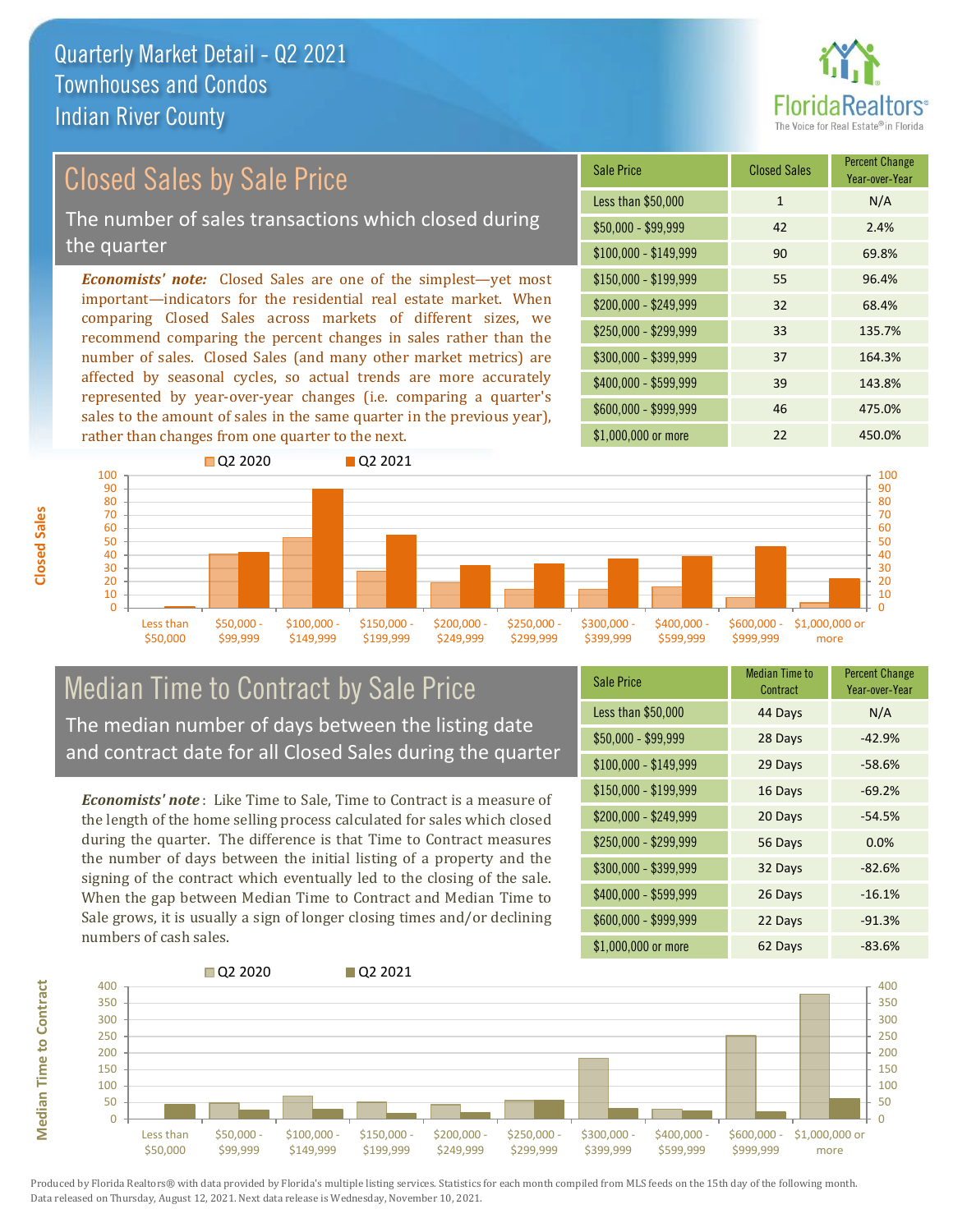# Quarterly Market Detail - Q2 2021
## Townhouses and Condos
## Indian River County

## Closed Sales by Sale Price

The number of sales transactions which closed during the quarter

*Economists' note:* Closed Sales are one of the simplest—yet most important—indicators for the residential real estate market. When comparing Closed Sales across markets of different sizes, we recommend comparing the percent changes in sales rather than the number of sales. Closed Sales (and many other market metrics) are affected by seasonal cycles, so actual trends are more accurately represented by year-over-year changes (i.e. comparing a quarter's sales to the amount of sales in the same quarter in the previous year), rather than changes from one quarter to the next.

| Sale Price | Closed Sales | Percent Change Year-over-Year |
|---|---|---|
| Less than $50,000 | 1 | N/A |
| $50,000 - $99,999 | 42 | 2.4% |
| $100,000 - $149,999 | 90 | 69.8% |
| $150,000 - $199,999 | 55 | 96.4% |
| $200,000 - $249,999 | 32 | 68.4% |
| $250,000 - $299,999 | 33 | 135.7% |
| $300,000 - $399,999 | 37 | 164.3% |
| $400,000 - $599,999 | 39 | 143.8% |
| $600,000 - $999,999 | 46 | 475.0% |
| $1,000,000 or more | 22 | 450.0% |

## Median Time to Contract by Sale Price

The median number of days between the listing date and contract date for all Closed Sales during the quarter

*Economists' note*: Like Time to Sale, Time to Contract is a measure of the length of the home selling process calculated for sales which closed during the quarter. The difference is that Time to Contract measures the number of days between the initial listing of a property and the signing of the contract which eventually led to the closing of the sale. When the gap between Median Time to Contract and Median Time to Sale grows, it is usually a sign of longer closing times and/or declining numbers of cash sales.

| Sale Price | Median Time to Contract | Percent Change Year-over-Year |
|---|---|---|
| Less than $50,000 | 44 Days | N/A |
| $50,000 - $99,999 | 28 Days | -42.9% |
| $100,000 - $149,999 | 29 Days | -58.6% |
| $150,000 - $199,999 | 16 Days | -69.2% |
| $200,000 - $249,999 | 20 Days | -54.5% |
| $250,000 - $299,999 | 56 Days | 0.0% |
| $300,000 - $399,999 | 32 Days | -82.6% |
| $400,000 - $599,999 | 26 Days | -16.1% |
| $600,000 - $999,999 | 22 Days | -91.3% |
| $1,000,000 or more | 62 Days | -83.6% |

Produced by Florida Realtors® with data provided by Florida's multiple listing services. Statistics for each month compiled from MLS feeds on the 15th day of the following month. Data released on Thursday, August 12, 2021. Next data release is Wednesday, November 10, 2021.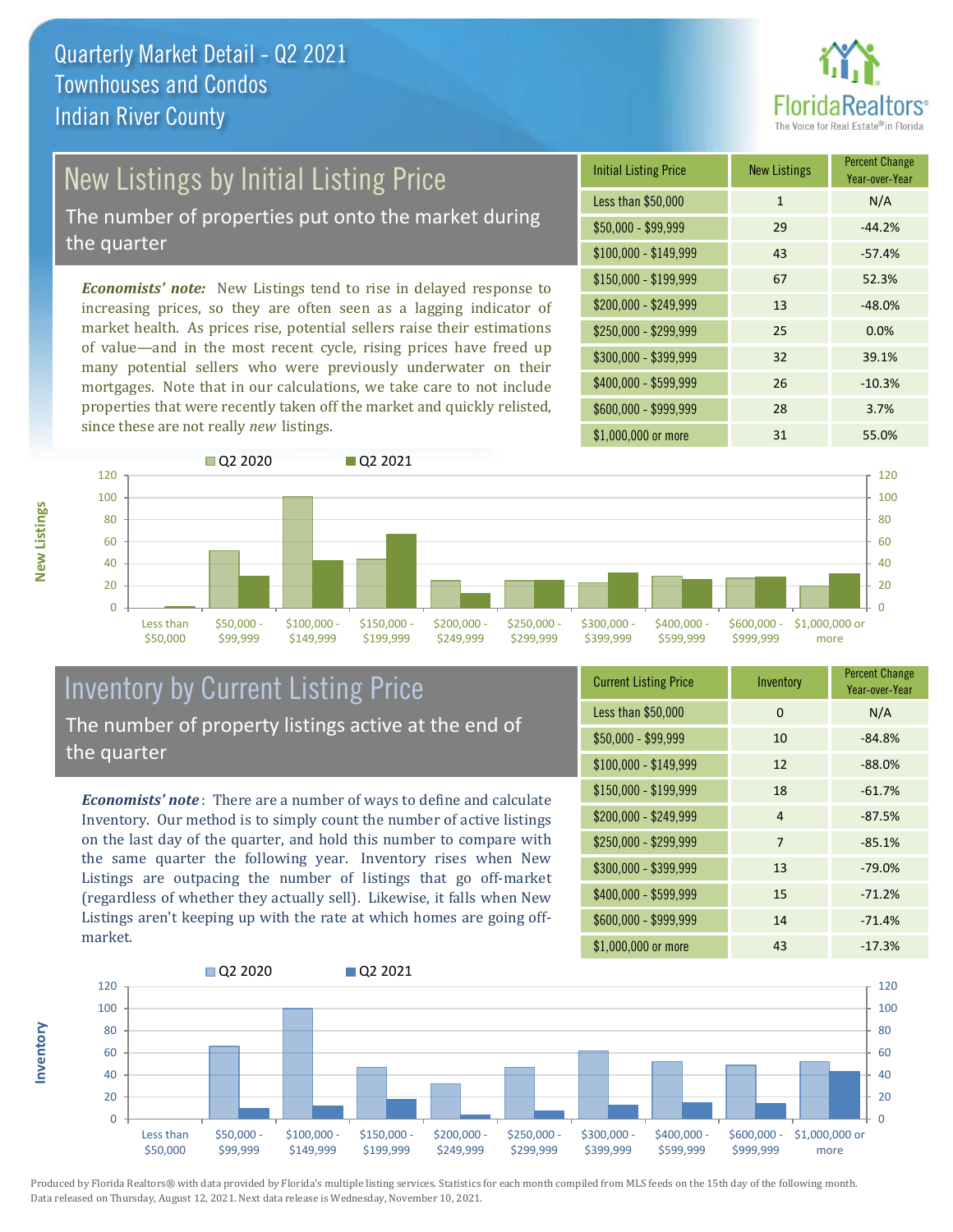# Quarterly Market Detail - Q2 2021
## Townhouses and Condos
## Indian River County

## New Listings by Initial Listing Price

The number of properties put onto the market during the quarter

*Economists' note:* New Listings tend to rise in delayed response to increasing prices, so they are often seen as a lagging indicator of market health. As prices rise, potential sellers raise their estimations of value—and in the most recent cycle, rising prices have freed up many potential sellers who were previously underwater on their mortgages. Note that in our calculations, we take care to not include properties that were recently taken off the market and quickly relisted, since these are not really *new* listings.

| Initial Listing Price | New Listings | Percent Change Year-over-Year |
|---|---|---|
| Less than $50,000 | 1 | N/A |
| $50,000 - $99,999 | 29 | -44.2% |
| $100,000 - $149,999 | 43 | -57.4% |
| $150,000 - $199,999 | 67 | 52.3% |
| $200,000 - $249,999 | 13 | -48.0% |
| $250,000 - $299,999 | 25 | 0.0% |
| $300,000 - $399,999 | 32 | 39.1% |
| $400,000 - $599,999 | 26 | -10.3% |
| $600,000 - $999,999 | 28 | 3.7% |
| $1,000,000 or more | 31 | 55.0% |

## Inventory by Current Listing Price

The number of property listings active at the end of the quarter

*Economists' note*: There are a number of ways to define and calculate Inventory. Our method is to simply count the number of active listings on the last day of the quarter, and hold this number to compare with the same quarter the following year. Inventory rises when New Listings are outpacing the number of listings that go off-market (regardless of whether they actually sell). Likewise, it falls when New Listings aren't keeping up with the rate at which homes are going off-market.

| Current Listing Price | Inventory | Percent Change Year-over-Year |
|---|---|---|
| Less than $50,000 | 0 | N/A |
| $50,000 - $99,999 | 10 | -84.8% |
| $100,000 - $149,999 | 12 | -88.0% |
| $150,000 - $199,999 | 18 | -61.7% |
| $200,000 - $249,999 | 4 | -87.5% |
| $250,000 - $299,999 | 7 | -85.1% |
| $300,000 - $399,999 | 13 | -79.0% |
| $400,000 - $599,999 | 15 | -71.2% |
| $600,000 - $999,999 | 14 | -71.4% |
| $1,000,000 or more | 43 | -17.3% |

Produced by Florida Realtors® with data provided by Florida's multiple listing services. Statistics for each month compiled from MLS feeds on the 15th day of the following month. Data released on Thursday, August 12, 2021. Next data release is Wednesday, November 10, 2021.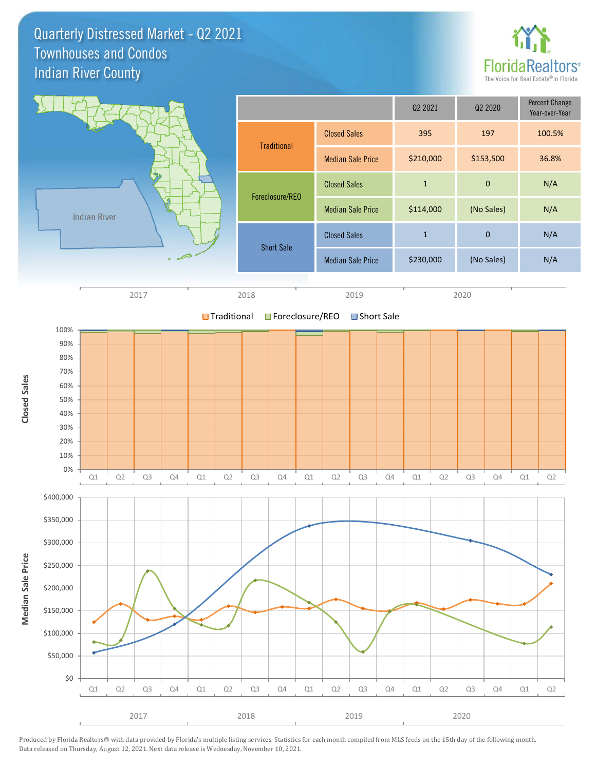# Quarterly Distressed Market - Q2 2021
## Townhouses and Condos
## Indian River County

FloridaRealtors®
The Voice for Real Estate® in Florida

Indian River

| | | Q2 2021 | Q2 2020 | Percent Change Year-over-Year |
|---|---|---|---|---|
| Traditional | Closed Sales | 395 | 197 | 100.5% |
| | Median Sale Price | $210,000 | $153,500 | 36.8% |
| Foreclosure/REO | Closed Sales | 1 | 0 | N/A |
| | Median Sale Price | $114,000 | (No Sales) | N/A |
| Short Sale | Closed Sales | 1 | 0 | N/A |
| | Median Sale Price | $230,000 | (No Sales) | N/A |

2017 2018 2019 2020

Traditional Foreclosure/REO Short Sale

Closed Sales

100% 90% 80% 70% 60% 50% 40% 30% 20% 10% 0%

Q1 Q2 Q3 Q4 Q1 Q2 Q3 Q4 Q1 Q2 Q3 Q4 Q1 Q2 Q3 Q4 Q1 Q2

Median Sale Price

$400,000 $350,000 $300,000 $250,000 $200,000 $150,000 $100,000 $50,000 $0

Q1 Q2 Q3 Q4 Q1 Q2 Q3 Q4 Q1 Q2 Q3 Q4 Q1 Q2 Q3 Q4 Q1 Q2

2017 2018 2019 2020

Produced by Florida Realtors® with data provided by Florida's multiple listing services. Statistics for each month compiled from MLS feeds on the 15th day of the following month. Data released on Thursday, August 12, 2021. Next data release is Wednesday, November 10, 2021.